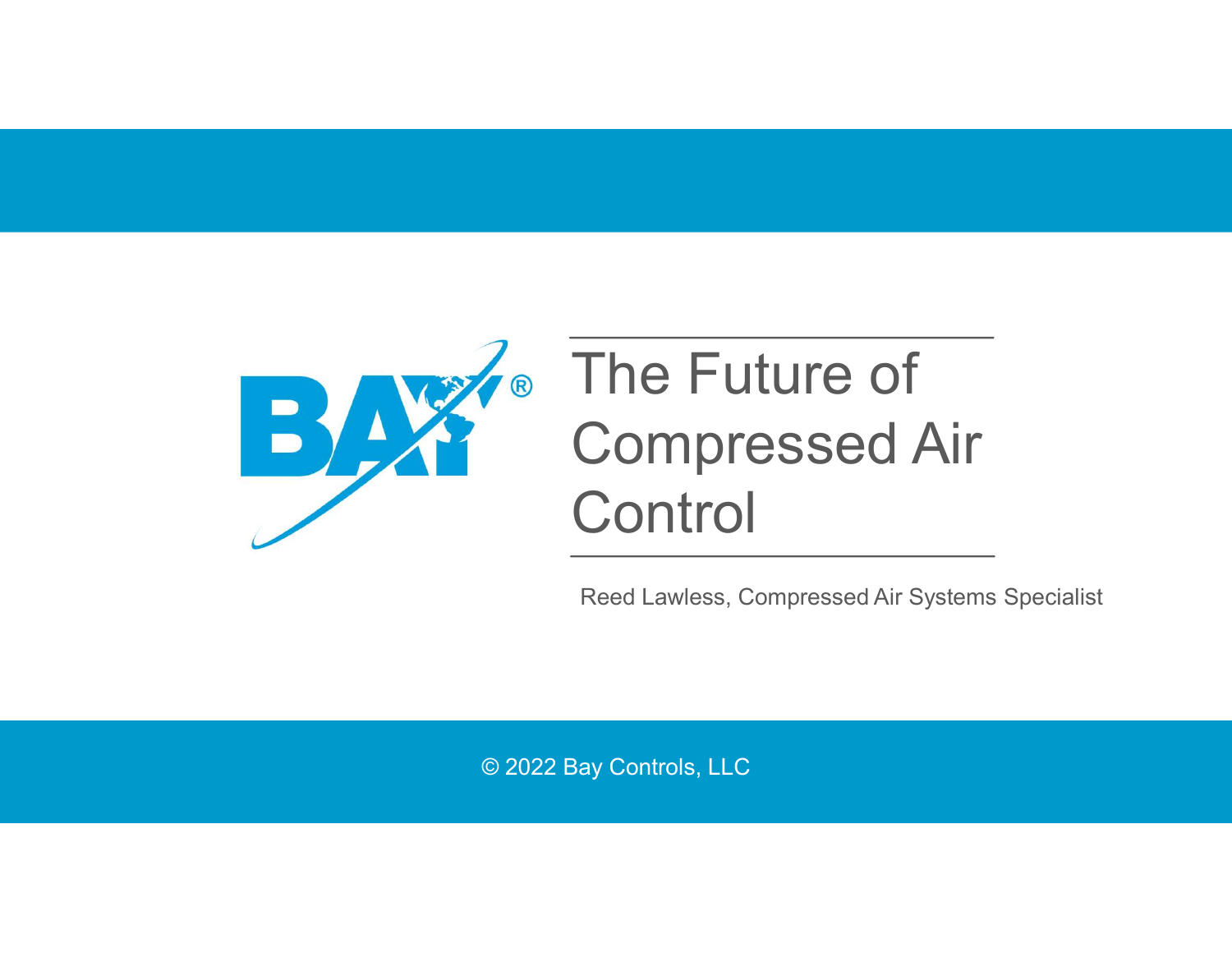# The Future of Compressed Air Control

Reed Lawless, Compressed Air Systems Specialist

© 2022 Bay Controls, LLC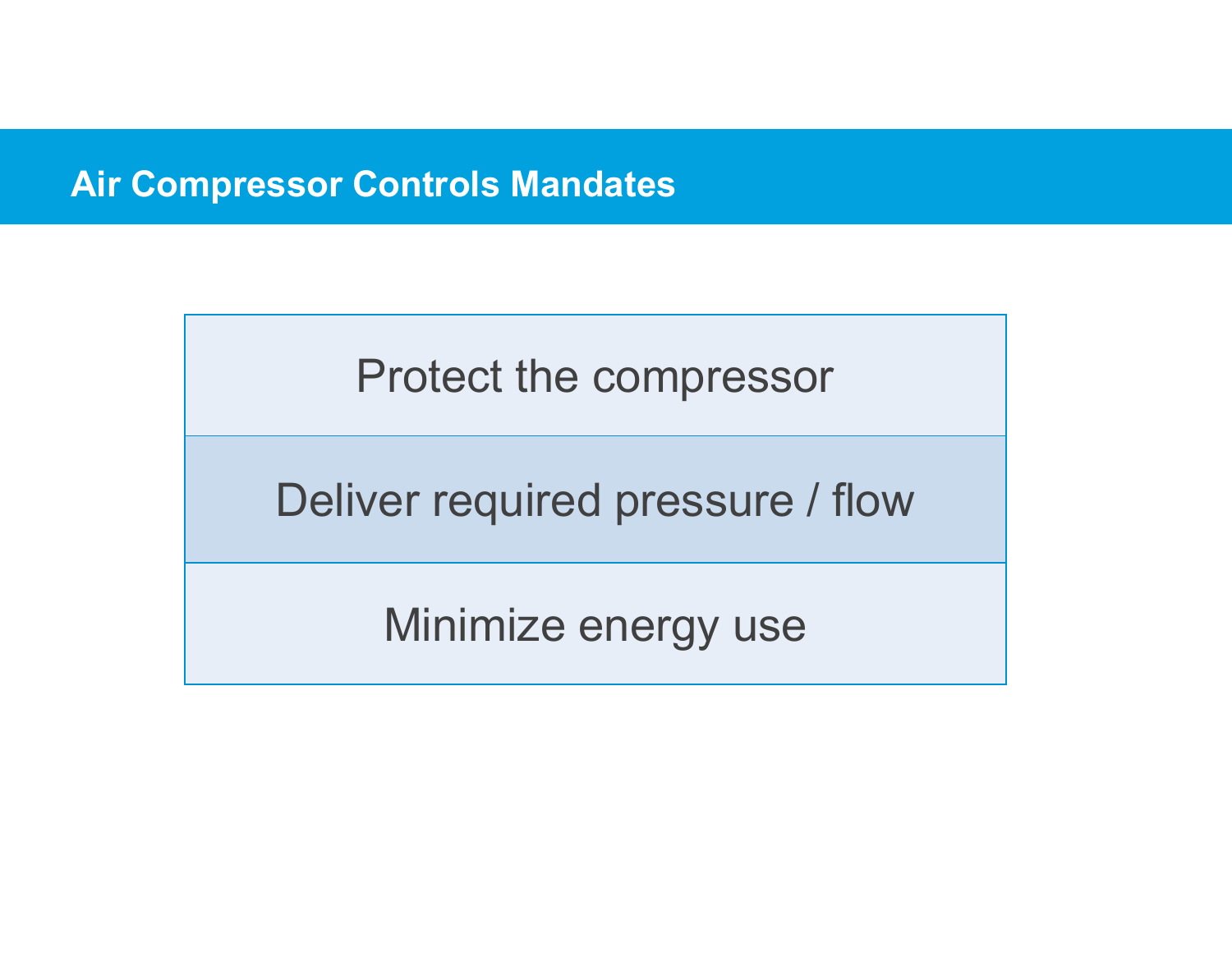## Air Compressor Controls Mandates

| Protect the compressor |
| --- |
| Deliver required pressure / flow |
| Minimize energy use |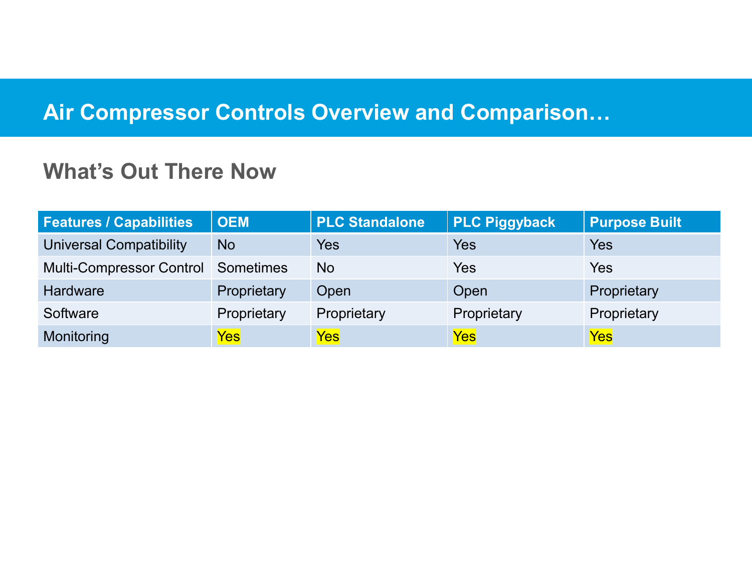# Air Compressor Controls Overview and Comparison…

## What's Out There Now

| Features / Capabilities | OEM | PLC Standalone | PLC Piggyback | Purpose Built |
|---|---|---|---|---|
| Universal Compatibility | No | Yes | Yes | Yes |
| Multi-Compressor Control | Sometimes | No | Yes | Yes |
| Hardware | Proprietary | Open | Open | Proprietary |
| Software | Proprietary | Proprietary | Proprietary | Proprietary |
| Monitoring | Yes | Yes | Yes | Yes |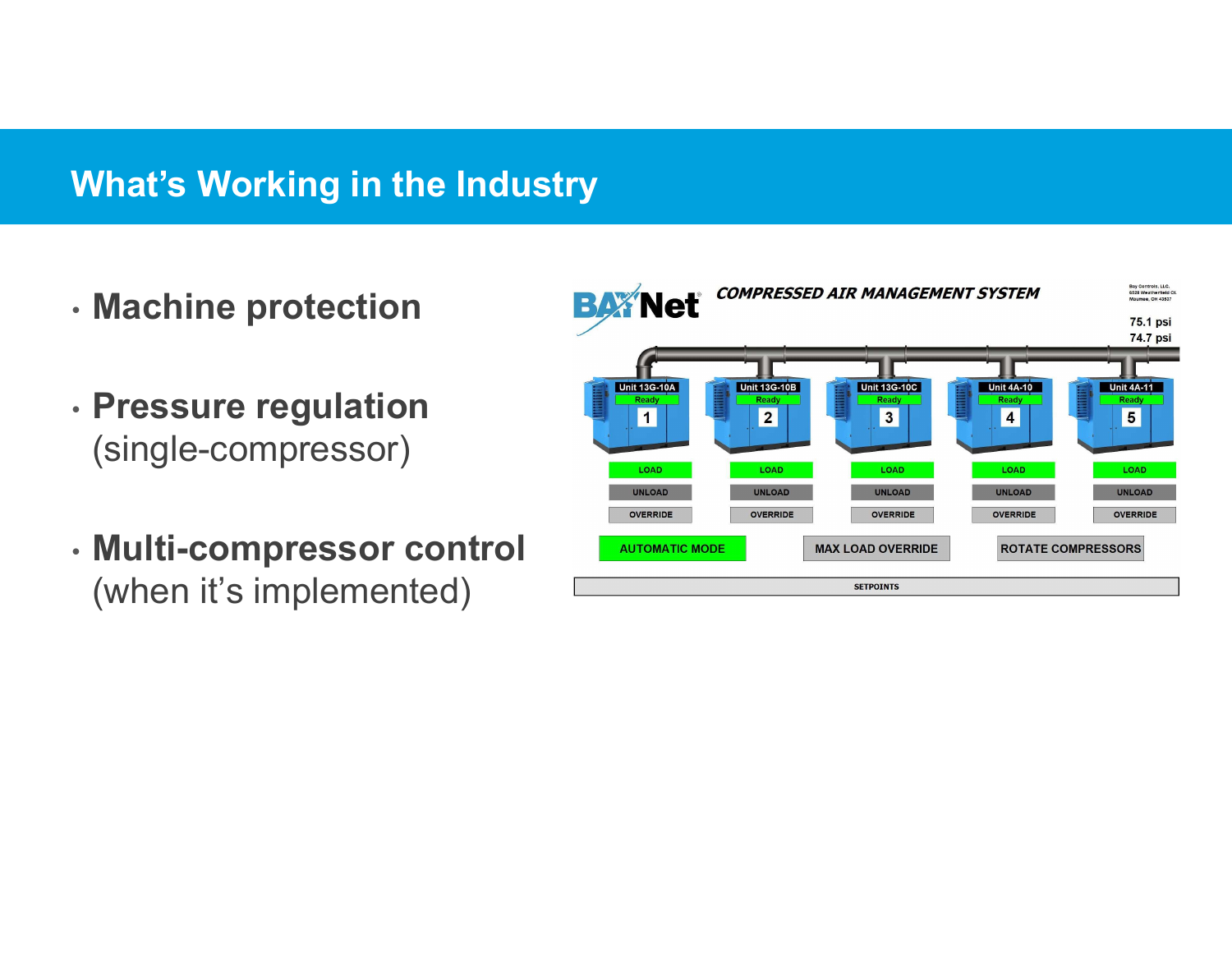# What's Working in the Industry

- **Machine protection**
- **Pressure regulation** (single-compressor)
- **Multi-compressor control** (when it's implemented)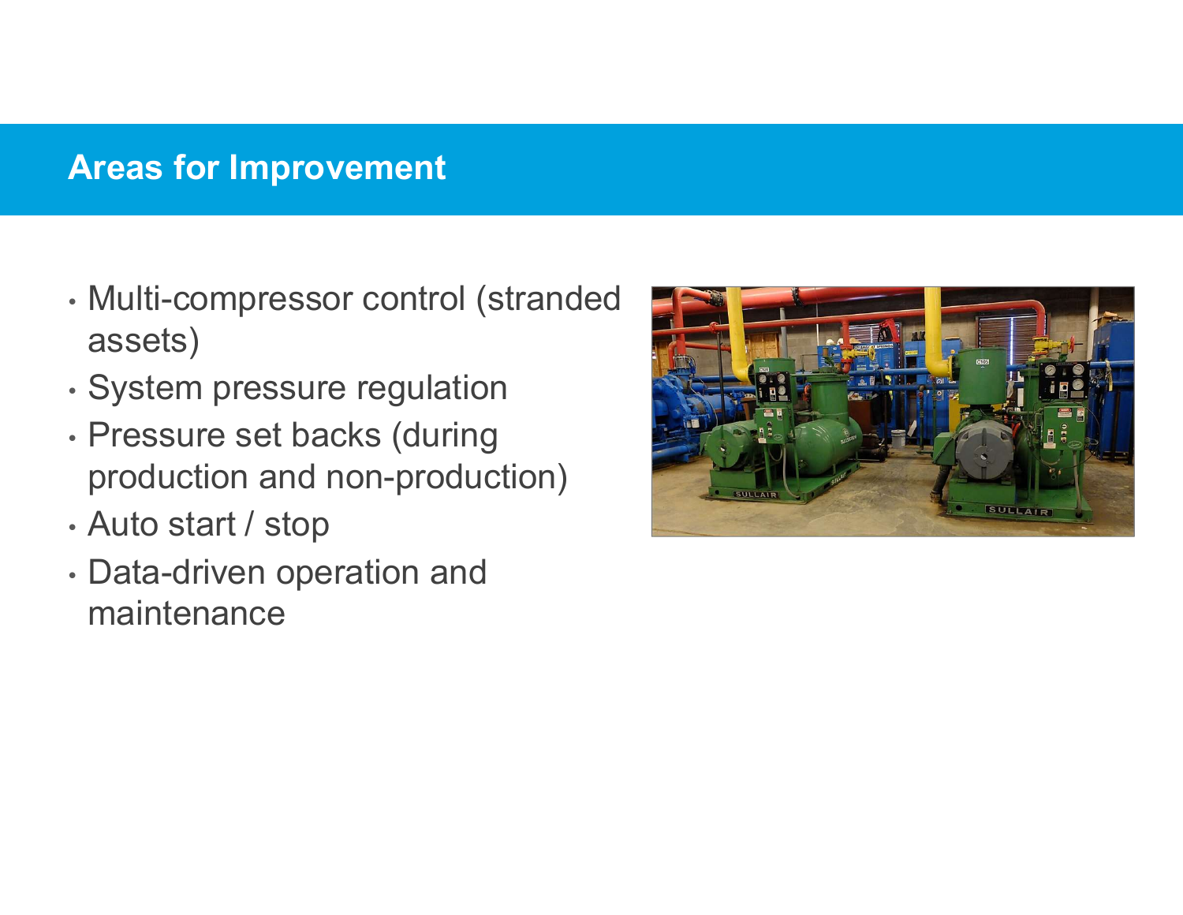## Areas for Improvement

- Multi-compressor control (stranded assets)
- System pressure regulation
- Pressure set backs (during production and non-production)
- Auto start / stop
- Data-driven operation and maintenance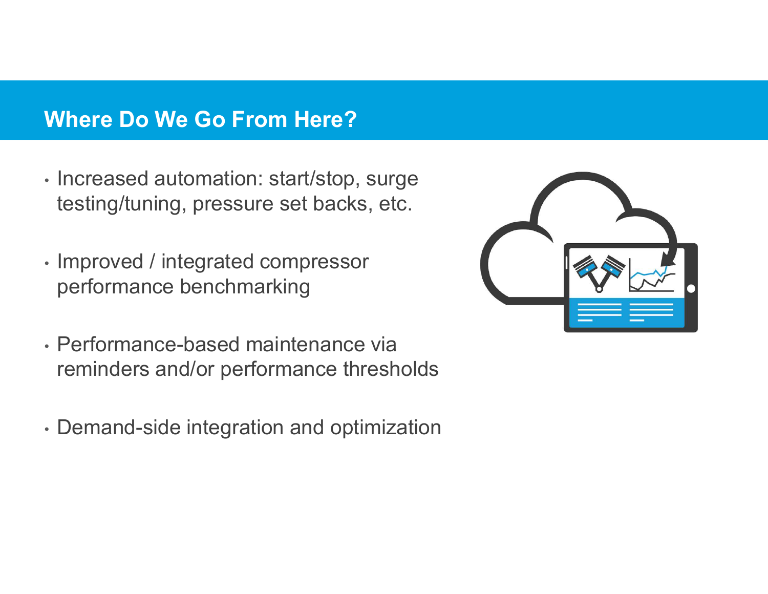## Where Do We Go From Here?

- Increased automation: start/stop, surge testing/tuning, pressure set backs, etc.
- Improved / integrated compressor performance benchmarking
- Performance-based maintenance via reminders and/or performance thresholds
- Demand-side integration and optimization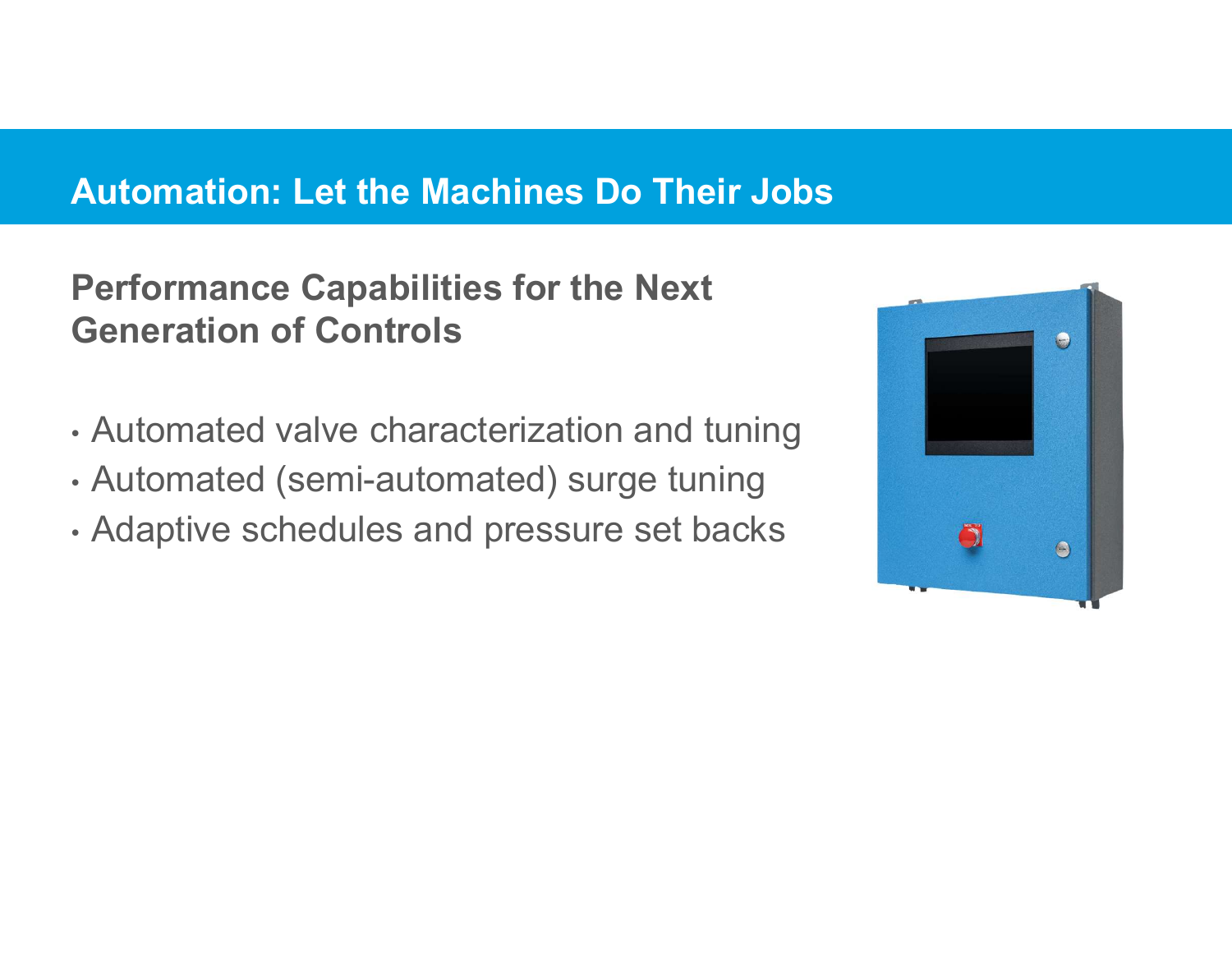# Automation: Let the Machines Do Their Jobs

## Performance Capabilities for the Next Generation of Controls

- Automated valve characterization and tuning
- Automated (semi-automated) surge tuning
- Adaptive schedules and pressure set backs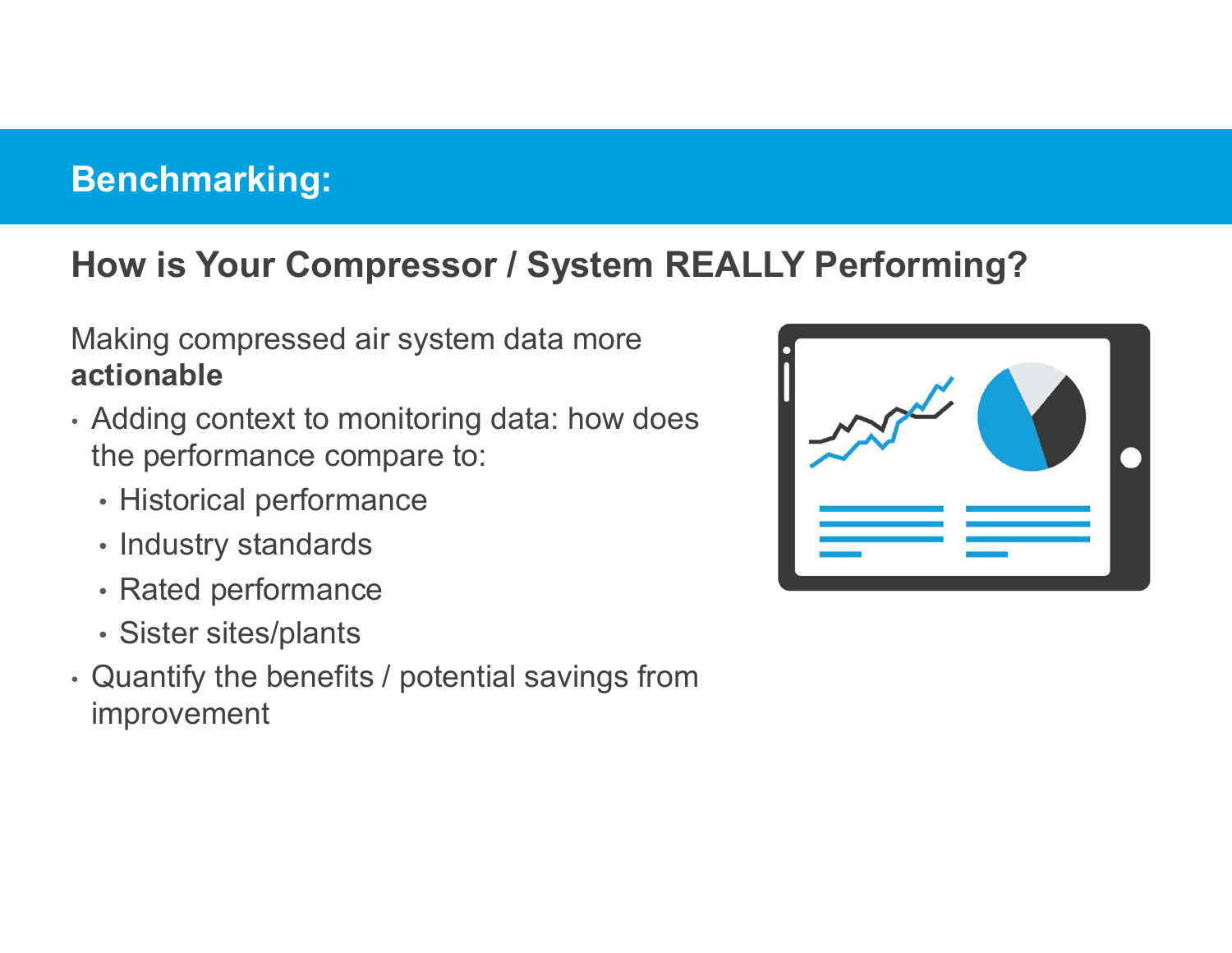# Benchmarking:

## How is Your Compressor / System REALLY Performing?

Making compressed air system data more **actionable**

- Adding context to monitoring data: how does the performance compare to:
  - Historical performance
  - Industry standards
  - Rated performance
  - Sister sites/plants
- Quantify the benefits / potential savings from improvement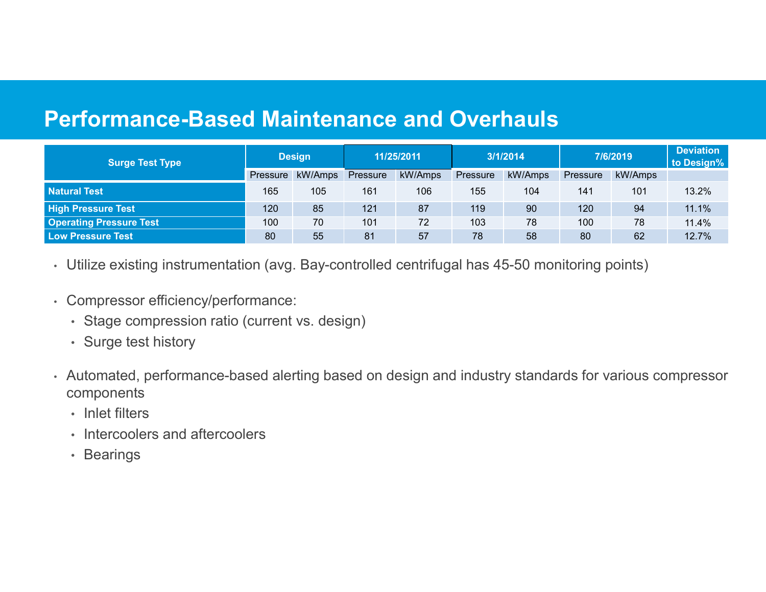# Performance-Based Maintenance and Overhauls

| Surge Test Type | Design | | 11/25/2011 | | 3/1/2014 | | 7/6/2019 | | Deviation to Design% |
|---|---|---|---|---|---|---|---|---|---|
| | Pressure | kW/Amps | Pressure | kW/Amps | Pressure | kW/Amps | Pressure | kW/Amps | |
| **Natural Test** | 165 | 105 | 161 | 106 | 155 | 104 | 141 | 101 | 13.2% |
| **High Pressure Test** | 120 | 85 | 121 | 87 | 119 | 90 | 120 | 94 | 11.1% |
| **Operating Pressure Test** | 100 | 70 | 101 | 72 | 103 | 78 | 100 | 78 | 11.4% |
| **Low Pressure Test** | 80 | 55 | 81 | 57 | 78 | 58 | 80 | 62 | 12.7% |

- Utilize existing instrumentation (avg. Bay-controlled centrifugal has 45-50 monitoring points)
- Compressor efficiency/performance:
  - Stage compression ratio (current vs. design)
  - Surge test history
- Automated, performance-based alerting based on design and industry standards for various compressor components
  - Inlet filters
  - Intercoolers and aftercoolers
  - Bearings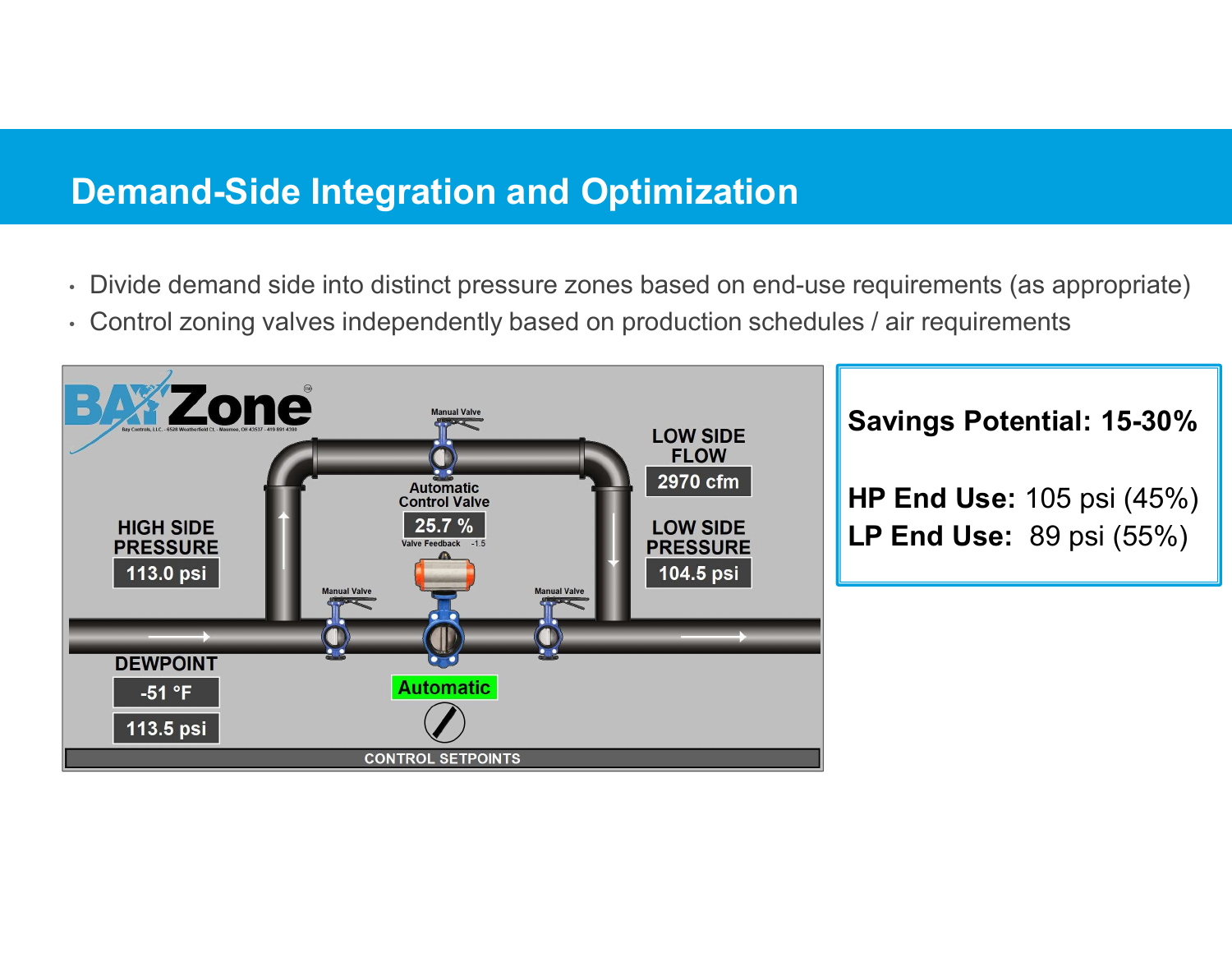## Demand-Side Integration and Optimization

- Divide demand side into distinct pressure zones based on end-use requirements (as appropriate)
- Control zoning valves independently based on production schedules / air requirements

BAYZone

Manual Valve

Automatic Control Valve

25.7 %

Valve Feedback -1.5

HIGH SIDE PRESSURE

113.0 psi

LOW SIDE FLOW

2970 cfm

LOW SIDE PRESSURE

104.5 psi

Manual Valve

Manual Valve

DEWPOINT

-51 °F

113.5 psi

Automatic

CONTROL SETPOINTS

**Savings Potential: 15-30%**

**HP End Use:** 105 psi (45%)
**LP End Use:** 89 psi (55%)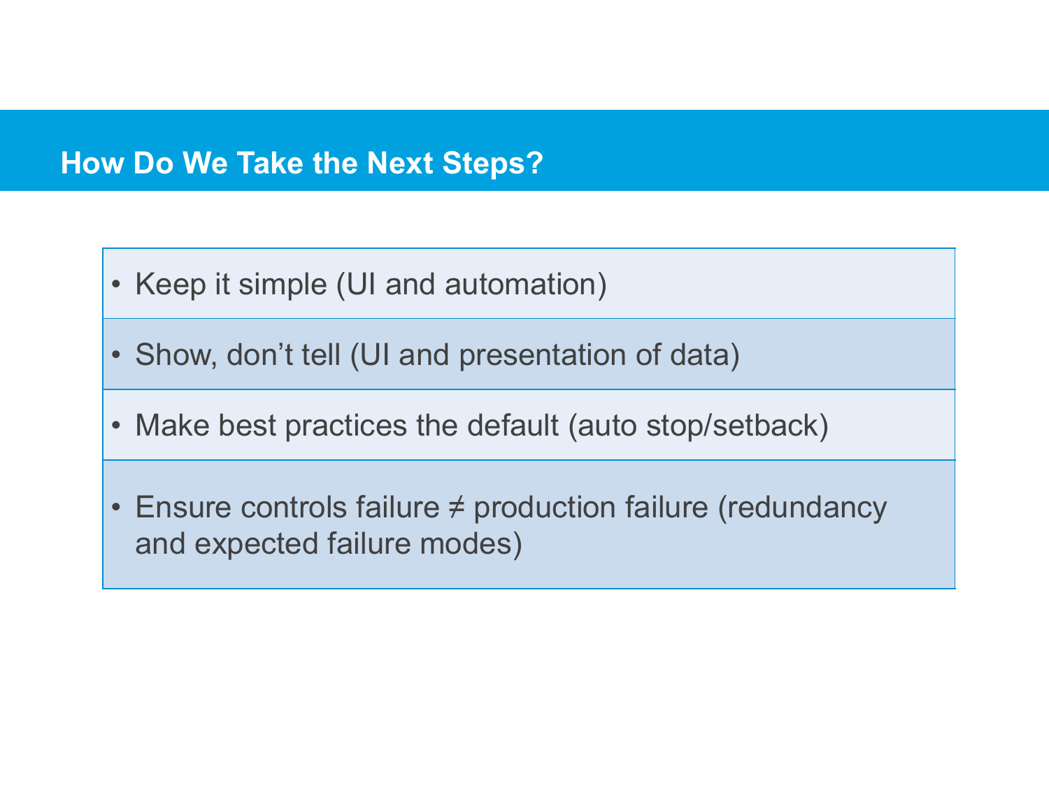## How Do We Take the Next Steps?

- Keep it simple (UI and automation)
- Show, don't tell (UI and presentation of data)
- Make best practices the default (auto stop/setback)
- Ensure controls failure ≠ production failure (redundancy and expected failure modes)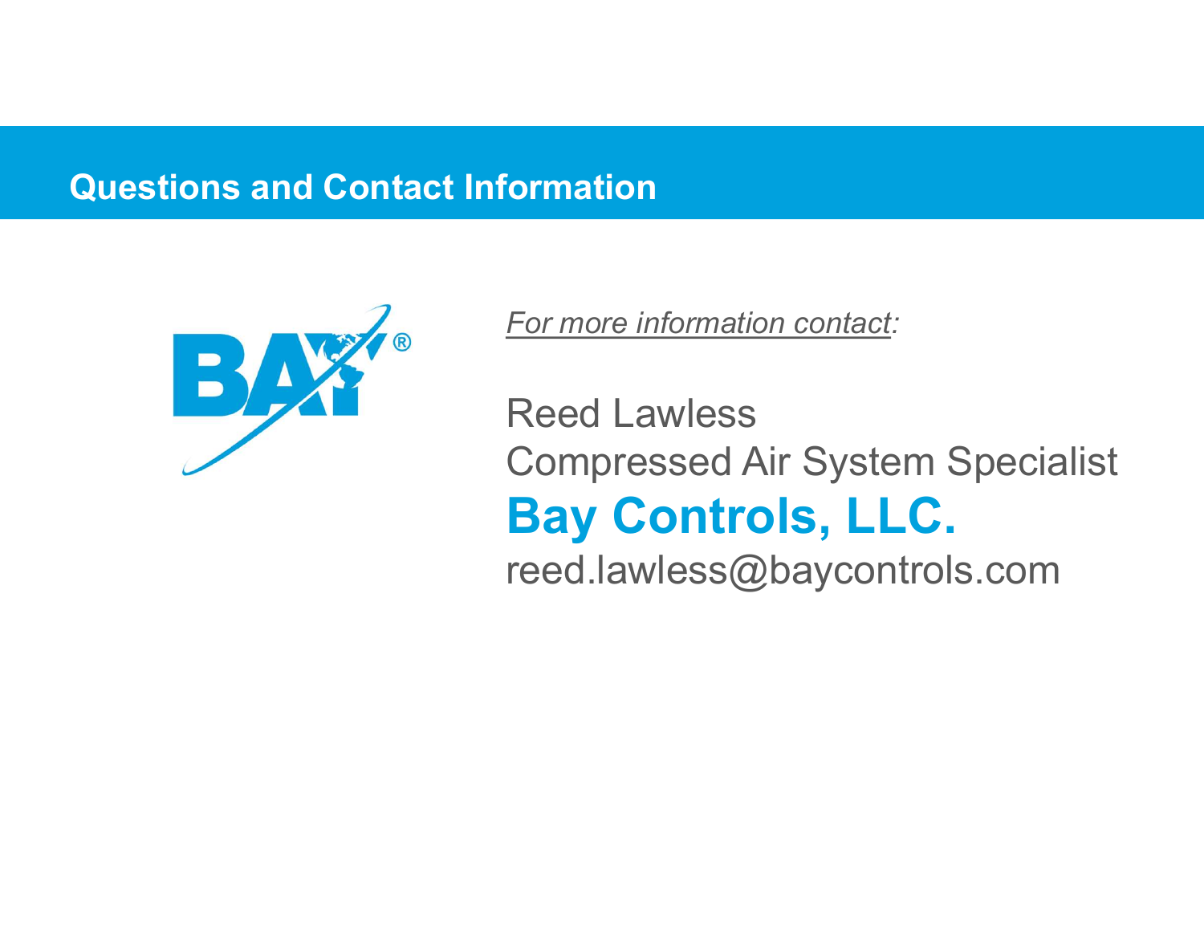## Questions and Contact Information

*For more information contact:*

Reed Lawless
Compressed Air System Specialist
**Bay Controls, LLC.**
reed.lawless@baycontrols.com